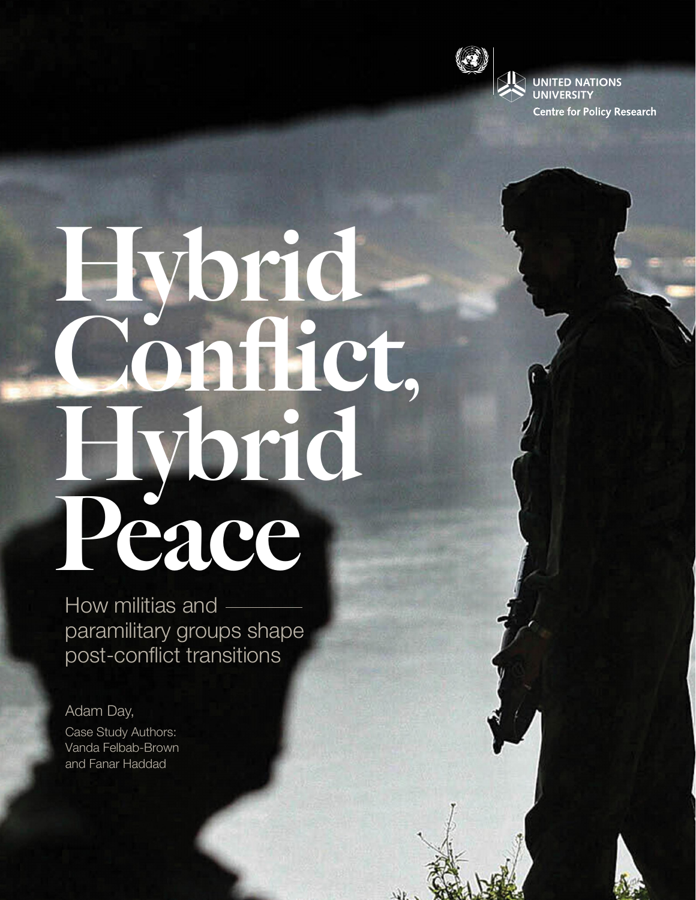UNITED NATIONS UNIVERSITY
Centre for Policy Research

# Hybrid Conflict, Hybrid Peace

How militias and paramilitary groups shape post-conflict transitions

Adam Day,

Case Study Authors:
Vanda Felbab-Brown
and Fanar Haddad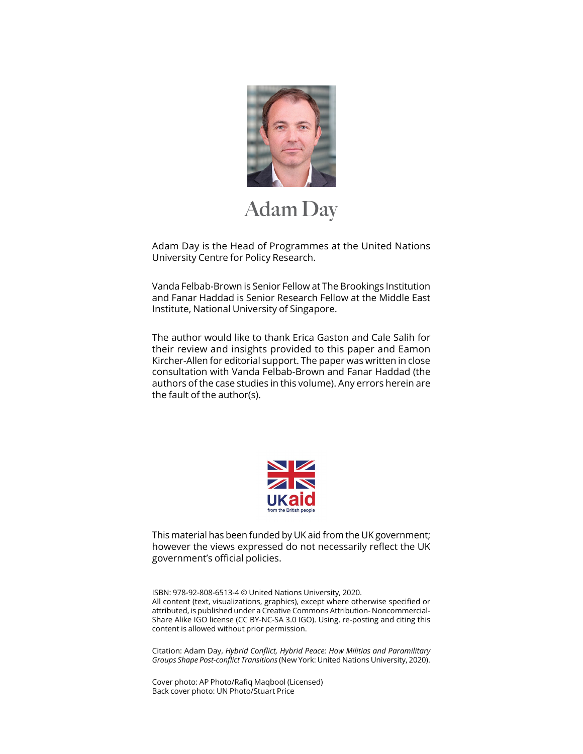# Adam Day

Adam Day is the Head of Programmes at the United Nations University Centre for Policy Research.

Vanda Felbab-Brown is Senior Fellow at The Brookings Institution and Fanar Haddad is Senior Research Fellow at the Middle East Institute, National University of Singapore.

The author would like to thank Erica Gaston and Cale Salih for their review and insights provided to this paper and Eamon Kircher-Allen for editorial support. The paper was written in close consultation with Vanda Felbab-Brown and Fanar Haddad (the authors of the case studies in this volume). Any errors herein are the fault of the author(s).

UKaid
from the British people

This material has been funded by UK aid from the UK government; however the views expressed do not necessarily reflect the UK government's official policies.

ISBN: 978-92-808-6513-4 © United Nations University, 2020.
All content (text, visualizations, graphics), except where otherwise specified or attributed, is published under a Creative Commons Attribution- Noncommercial-Share Alike IGO license (CC BY-NC-SA 3.0 IGO). Using, re-posting and citing this content is allowed without prior permission.

Citation: Adam Day, *Hybrid Conflict, Hybrid Peace: How Militias and Paramilitary Groups Shape Post-conflict Transitions* (New York: United Nations University, 2020).

Cover photo: AP Photo/Rafiq Maqbool (Licensed)
Back cover photo: UN Photo/Stuart Price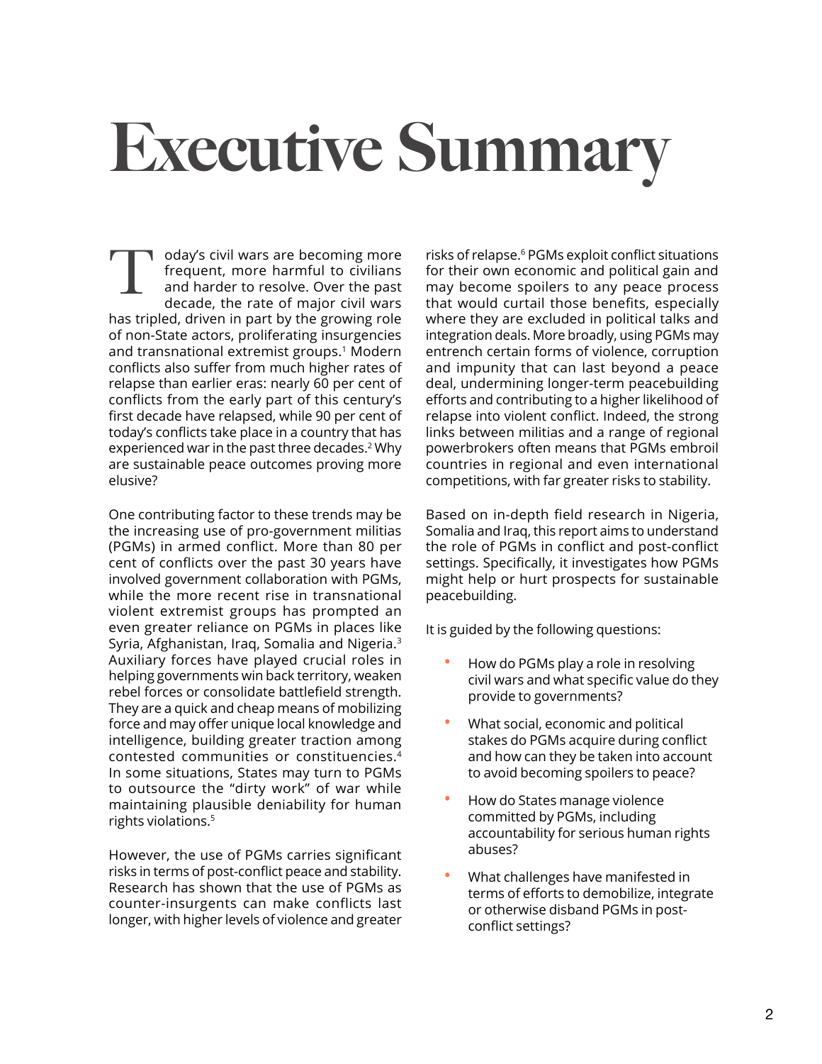# Executive Summary

Today's civil wars are becoming more frequent, more harmful to civilians and harder to resolve. Over the past decade, the rate of major civil wars has tripled, driven in part by the growing role of non-State actors, proliferating insurgencies and transnational extremist groups.[1] Modern conflicts also suffer from much higher rates of relapse than earlier eras: nearly 60 per cent of conflicts from the early part of this century's first decade have relapsed, while 90 per cent of today's conflicts take place in a country that has experienced war in the past three decades.[2] Why are sustainable peace outcomes proving more elusive?

One contributing factor to these trends may be the increasing use of pro-government militias (PGMs) in armed conflict. More than 80 per cent of conflicts over the past 30 years have involved government collaboration with PGMs, while the more recent rise in transnational violent extremist groups has prompted an even greater reliance on PGMs in places like Syria, Afghanistan, Iraq, Somalia and Nigeria.[3] Auxiliary forces have played crucial roles in helping governments win back territory, weaken rebel forces or consolidate battlefield strength. They are a quick and cheap means of mobilizing force and may offer unique local knowledge and intelligence, building greater traction among contested communities or constituencies.[4] In some situations, States may turn to PGMs to outsource the "dirty work" of war while maintaining plausible deniability for human rights violations.[5]

However, the use of PGMs carries significant risks in terms of post-conflict peace and stability. Research has shown that the use of PGMs as counter-insurgents can make conflicts last longer, with higher levels of violence and greater risks of relapse.[6] PGMs exploit conflict situations for their own economic and political gain and may become spoilers to any peace process that would curtail those benefits, especially where they are excluded in political talks and integration deals. More broadly, using PGMs may entrench certain forms of violence, corruption and impunity that can last beyond a peace deal, undermining longer-term peacebuilding efforts and contributing to a higher likelihood of relapse into violent conflict. Indeed, the strong links between militias and a range of regional powerbrokers often means that PGMs embroil countries in regional and even international competitions, with far greater risks to stability.

Based on in-depth field research in Nigeria, Somalia and Iraq, this report aims to understand the role of PGMs in conflict and post-conflict settings. Specifically, it investigates how PGMs might help or hurt prospects for sustainable peacebuilding.

It is guided by the following questions:

- How do PGMs play a role in resolving civil wars and what specific value do they provide to governments?
- What social, economic and political stakes do PGMs acquire during conflict and how can they be taken into account to avoid becoming spoilers to peace?
- How do States manage violence committed by PGMs, including accountability for serious human rights abuses?
- What challenges have manifested in terms of efforts to demobilize, integrate or otherwise disband PGMs in post-conflict settings?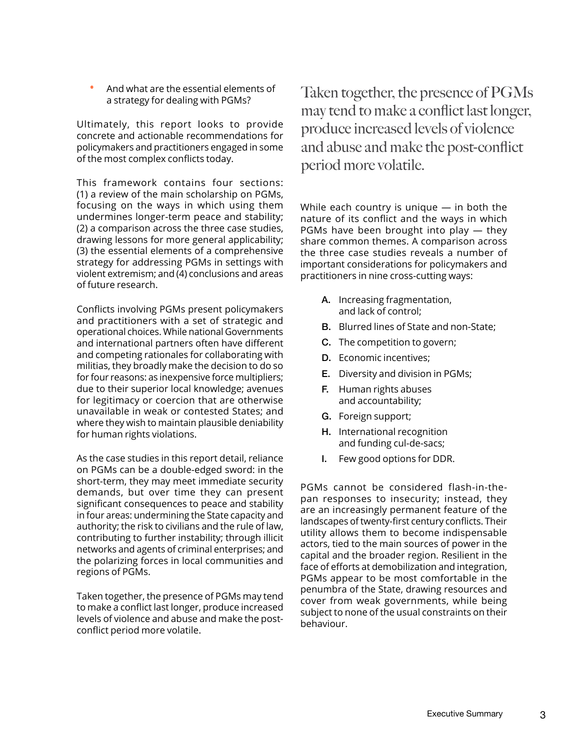- And what are the essential elements of a strategy for dealing with PGMs?

Ultimately, this report looks to provide concrete and actionable recommendations for policymakers and practitioners engaged in some of the most complex conflicts today.

This framework contains four sections: (1) a review of the main scholarship on PGMs, focusing on the ways in which using them undermines longer-term peace and stability; (2) a comparison across the three case studies, drawing lessons for more general applicability; (3) the essential elements of a comprehensive strategy for addressing PGMs in settings with violent extremism; and (4) conclusions and areas of future research.

Conflicts involving PGMs present policymakers and practitioners with a set of strategic and operational choices. While national Governments and international partners often have different and competing rationales for collaborating with militias, they broadly make the decision to do so for four reasons: as inexpensive force multipliers; due to their superior local knowledge; avenues for legitimacy or coercion that are otherwise unavailable in weak or contested States; and where they wish to maintain plausible deniability for human rights violations.

As the case studies in this report detail, reliance on PGMs can be a double-edged sword: in the short-term, they may meet immediate security demands, but over time they can present significant consequences to peace and stability in four areas: undermining the State capacity and authority; the risk to civilians and the rule of law, contributing to further instability; through illicit networks and agents of criminal enterprises; and the polarizing forces in local communities and regions of PGMs.

Taken together, the presence of PGMs may tend to make a conflict last longer, produce increased levels of violence and abuse and make the post-conflict period more volatile.

> Taken together, the presence of PGMs may tend to make a conflict last longer, produce increased levels of violence and abuse and make the post-conflict period more volatile.

While each country is unique — in both the nature of its conflict and the ways in which PGMs have been brought into play — they share common themes. A comparison across the three case studies reveals a number of important considerations for policymakers and practitioners in nine cross-cutting ways:

A. Increasing fragmentation, and lack of control;
B. Blurred lines of State and non-State;
C. The competition to govern;
D. Economic incentives;
E. Diversity and division in PGMs;
F. Human rights abuses and accountability;
G. Foreign support;
H. International recognition and funding cul-de-sacs;
I. Few good options for DDR.

PGMs cannot be considered flash-in-the-pan responses to insecurity; instead, they are an increasingly permanent feature of the landscapes of twenty-first century conflicts. Their utility allows them to become indispensable actors, tied to the main sources of power in the capital and the broader region. Resilient in the face of efforts at demobilization and integration, PGMs appear to be most comfortable in the penumbra of the State, drawing resources and cover from weak governments, while being subject to none of the usual constraints on their behaviour.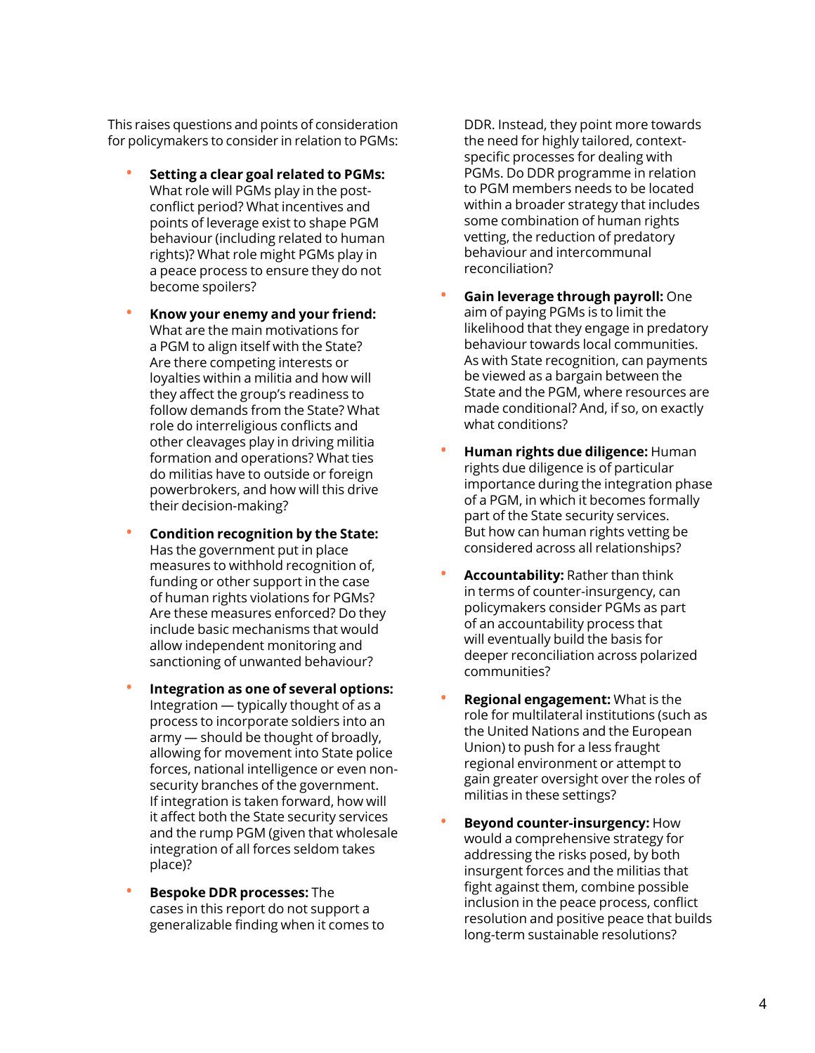This raises questions and points of consideration for policymakers to consider in relation to PGMs:

- **Setting a clear goal related to PGMs:** What role will PGMs play in the post-conflict period? What incentives and points of leverage exist to shape PGM behaviour (including related to human rights)? What role might PGMs play in a peace process to ensure they do not become spoilers?
- **Know your enemy and your friend:** What are the main motivations for a PGM to align itself with the State? Are there competing interests or loyalties within a militia and how will they affect the group's readiness to follow demands from the State? What role do interreligious conflicts and other cleavages play in driving militia formation and operations? What ties do militias have to outside or foreign powerbrokers, and how will this drive their decision-making?
- **Condition recognition by the State:** Has the government put in place measures to withhold recognition of, funding or other support in the case of human rights violations for PGMs? Are these measures enforced? Do they include basic mechanisms that would allow independent monitoring and sanctioning of unwanted behaviour?
- **Integration as one of several options:** Integration — typically thought of as a process to incorporate soldiers into an army — should be thought of broadly, allowing for movement into State police forces, national intelligence or even non-security branches of the government. If integration is taken forward, how will it affect both the State security services and the rump PGM (given that wholesale integration of all forces seldom takes place)?
- **Bespoke DDR processes:** The cases in this report do not support a generalizable finding when it comes to DDR. Instead, they point more towards the need for highly tailored, context-specific processes for dealing with PGMs. Do DDR programme in relation to PGM members needs to be located within a broader strategy that includes some combination of human rights vetting, the reduction of predatory behaviour and intercommunal reconciliation?
- **Gain leverage through payroll:** One aim of paying PGMs is to limit the likelihood that they engage in predatory behaviour towards local communities. As with State recognition, can payments be viewed as a bargain between the State and the PGM, where resources are made conditional? And, if so, on exactly what conditions?
- **Human rights due diligence:** Human rights due diligence is of particular importance during the integration phase of a PGM, in which it becomes formally part of the State security services. But how can human rights vetting be considered across all relationships?
- **Accountability:** Rather than think in terms of counter-insurgency, can policymakers consider PGMs as part of an accountability process that will eventually build the basis for deeper reconciliation across polarized communities?
- **Regional engagement:** What is the role for multilateral institutions (such as the United Nations and the European Union) to push for a less fraught regional environment or attempt to gain greater oversight over the roles of militias in these settings?
- **Beyond counter-insurgency:** How would a comprehensive strategy for addressing the risks posed, by both insurgent forces and the militias that fight against them, combine possible inclusion in the peace process, conflict resolution and positive peace that builds long-term sustainable resolutions?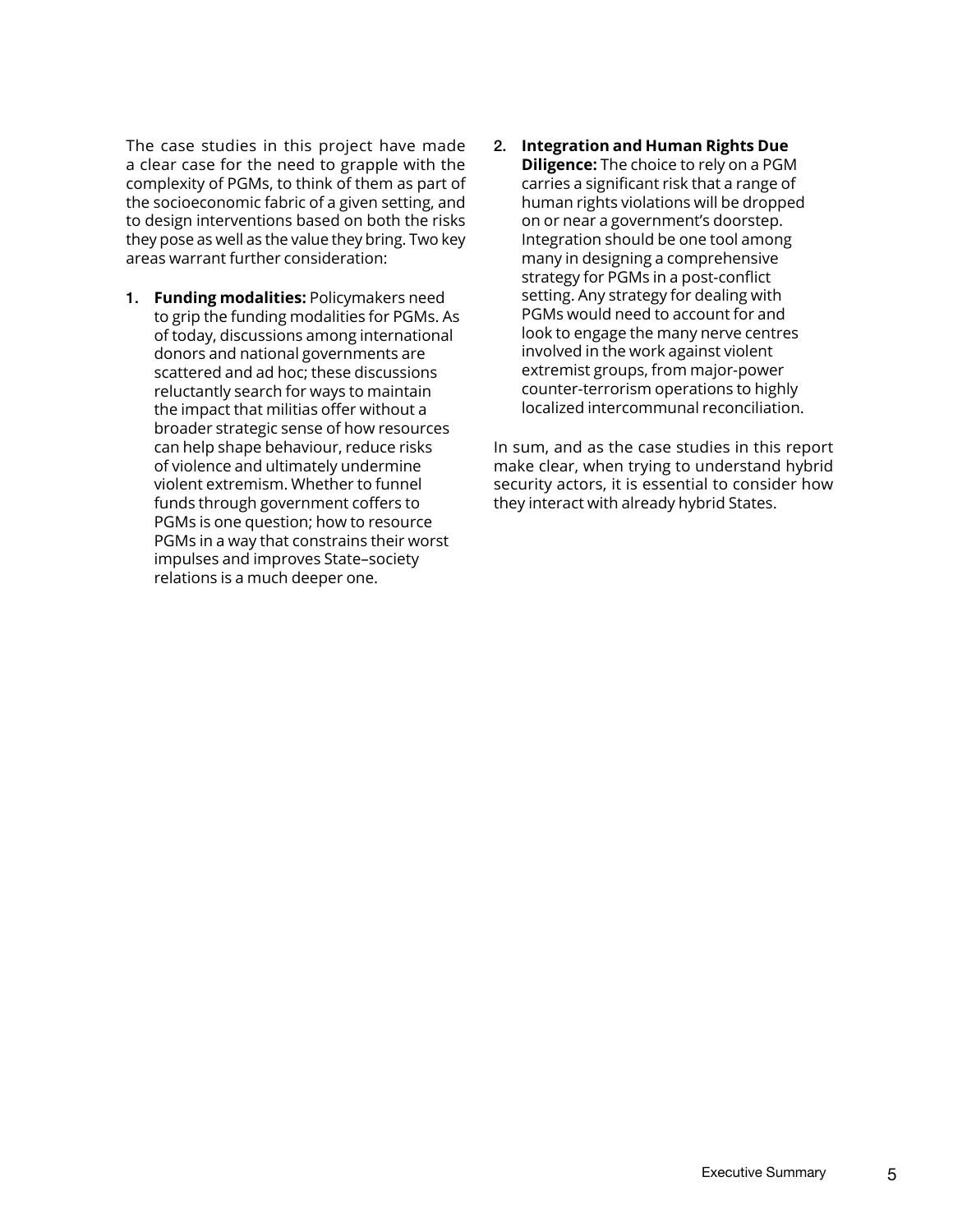The case studies in this project have made a clear case for the need to grapple with the complexity of PGMs, to think of them as part of the socioeconomic fabric of a given setting, and to design interventions based on both the risks they pose as well as the value they bring. Two key areas warrant further consideration:

1. **Funding modalities:** Policymakers need to grip the funding modalities for PGMs. As of today, discussions among international donors and national governments are scattered and ad hoc; these discussions reluctantly search for ways to maintain the impact that militias offer without a broader strategic sense of how resources can help shape behaviour, reduce risks of violence and ultimately undermine violent extremism. Whether to funnel funds through government coffers to PGMs is one question; how to resource PGMs in a way that constrains their worst impulses and improves State–society relations is a much deeper one.

2. **Integration and Human Rights Due Diligence:** The choice to rely on a PGM carries a significant risk that a range of human rights violations will be dropped on or near a government's doorstep. Integration should be one tool among many in designing a comprehensive strategy for PGMs in a post-conflict setting. Any strategy for dealing with PGMs would need to account for and look to engage the many nerve centres involved in the work against violent extremist groups, from major-power counter-terrorism operations to highly localized intercommunal reconciliation.

In sum, and as the case studies in this report make clear, when trying to understand hybrid security actors, it is essential to consider how they interact with already hybrid States.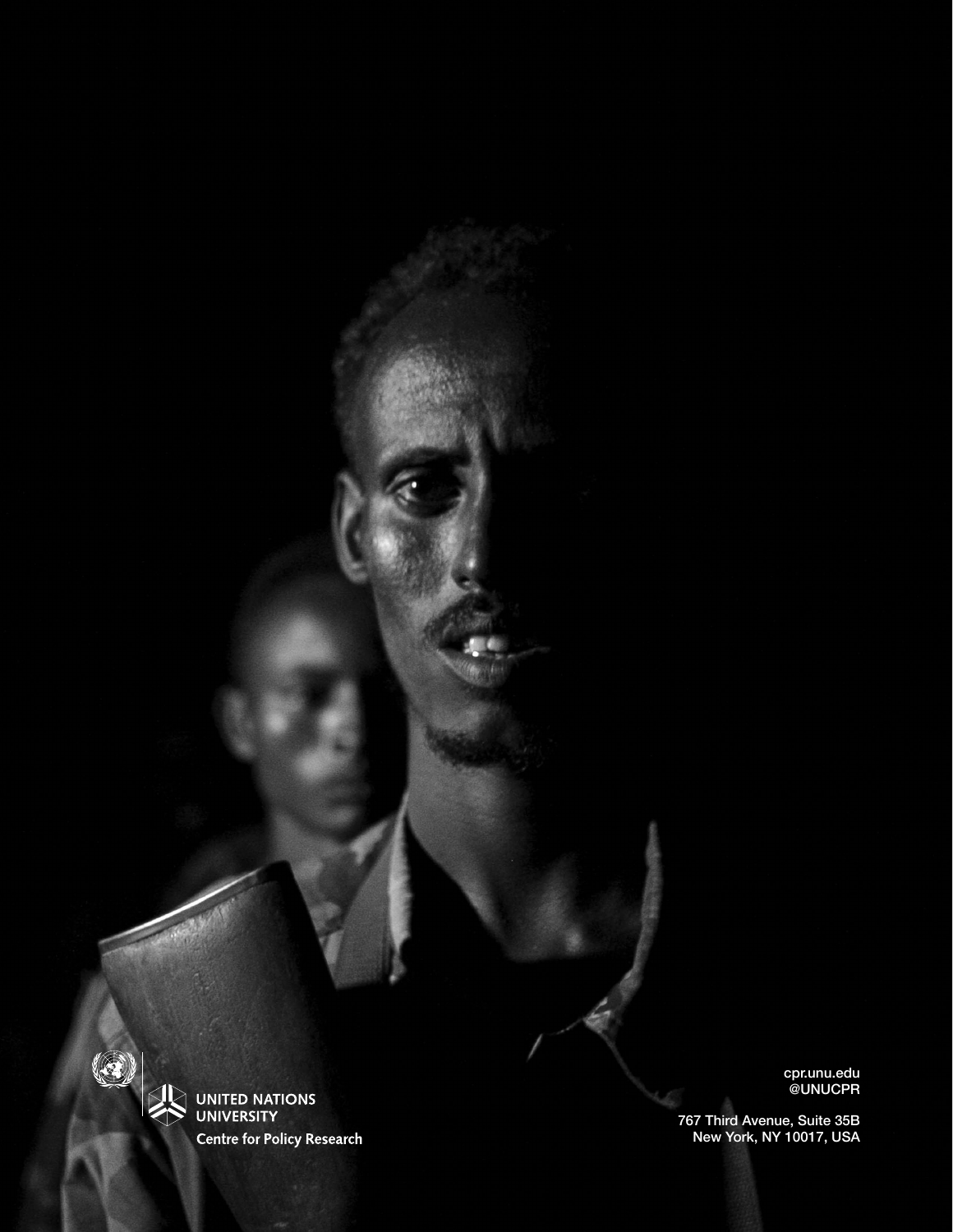UNITED NATIONS
UNIVERSITY
Centre for Policy Research

cpr.unu.edu
@UNUCPR

767 Third Avenue, Suite 35B
New York, NY 10017, USA